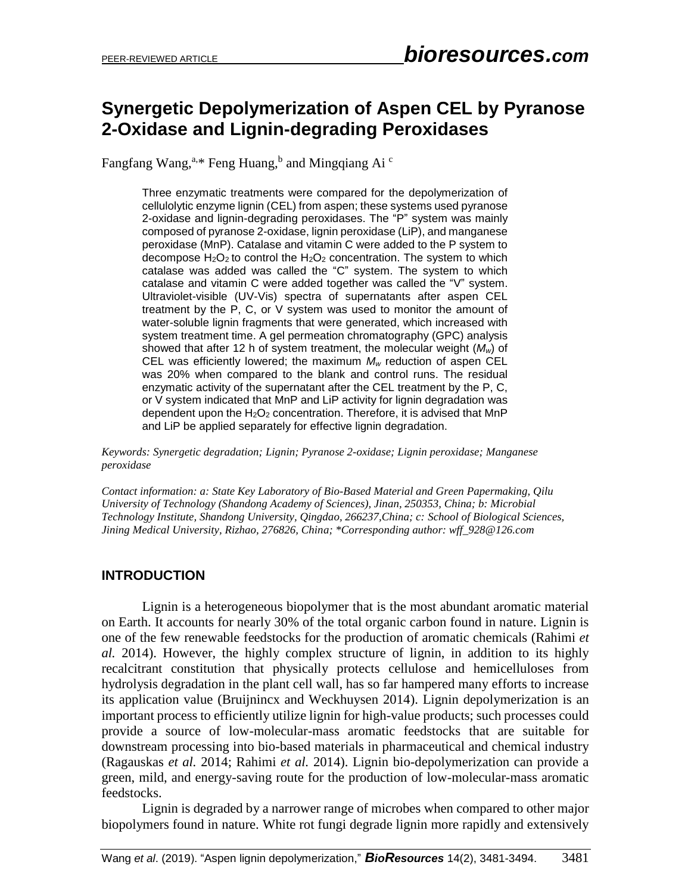# Synergetic Depolymerization of Aspen CEL by Pyranose 2-Oxidase and Lignin-degrading Peroxidases

Fangfang Wang,[a,*] Feng Huang,[b] and Mingqiang Ai [c]

Three enzymatic treatments were compared for the depolymerization of cellulolytic enzyme lignin (CEL) from aspen; these systems used pyranose 2-oxidase and lignin-degrading peroxidases. The "P" system was mainly composed of pyranose 2-oxidase, lignin peroxidase (LiP), and manganese peroxidase (MnP). Catalase and vitamin C were added to the P system to decompose $H_2O_2$ to control the $H_2O_2$ concentration. The system to which catalase was added was called the "C" system. The system to which catalase and vitamin C were added together was called the "V" system. Ultraviolet-visible (UV-Vis) spectra of supernatants after aspen CEL treatment by the P, C, or V system was used to monitor the amount of water-soluble lignin fragments that were generated, which increased with system treatment time. A gel permeation chromatography (GPC) analysis showed that after 12 h of system treatment, the molecular weight ($M_w$) of CEL was efficiently lowered; the maximum $M_w$ reduction of aspen CEL was 20% when compared to the blank and control runs. The residual enzymatic activity of the supernatant after the CEL treatment by the P, C, or V system indicated that MnP and LiP activity for lignin degradation was dependent upon the $H_2O_2$ concentration. Therefore, it is advised that MnP and LiP be applied separately for effective lignin degradation.

*Keywords: Synergetic degradation; Lignin; Pyranose 2-oxidase; Lignin peroxidase; Manganese peroxidase*

*Contact information: a: State Key Laboratory of Bio-Based Material and Green Papermaking, Qilu University of Technology (Shandong Academy of Sciences), Jinan, 250353, China; b: Microbial Technology Institute, Shandong University, Qingdao, 266237,China; c: School of Biological Sciences, Jining Medical University, Rizhao, 276826, China; \*Corresponding author: wff_928@126.com*

## INTRODUCTION

Lignin is a heterogeneous biopolymer that is the most abundant aromatic material on Earth. It accounts for nearly 30% of the total organic carbon found in nature. Lignin is one of the few renewable feedstocks for the production of aromatic chemicals (Rahimi *et al.* 2014). However, the highly complex structure of lignin, in addition to its highly recalcitrant constitution that physically protects cellulose and hemicelluloses from hydrolysis degradation in the plant cell wall, has so far hampered many efforts to increase its application value (Bruijnincx and Weckhuysen 2014). Lignin depolymerization is an important process to efficiently utilize lignin for high-value products; such processes could provide a source of low-molecular-mass aromatic feedstocks that are suitable for downstream processing into bio-based materials in pharmaceutical and chemical industry (Ragauskas *et al.* 2014; Rahimi *et al.* 2014). Lignin bio-depolymerization can provide a green, mild, and energy-saving route for the production of low-molecular-mass aromatic feedstocks.

Lignin is degraded by a narrower range of microbes when compared to other major biopolymers found in nature. White rot fungi degrade lignin more rapidly and extensively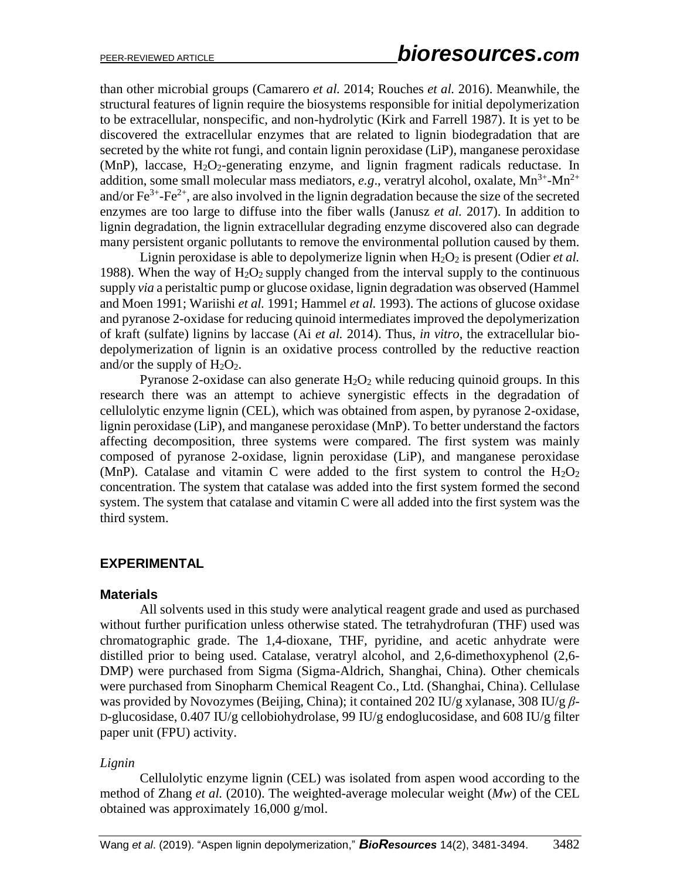than other microbial groups (Camarero *et al.* 2014; Rouches *et al.* 2016). Meanwhile, the structural features of lignin require the biosystems responsible for initial depolymerization to be extracellular, nonspecific, and non-hydrolytic (Kirk and Farrell 1987). It is yet to be discovered the extracellular enzymes that are related to lignin biodegradation that are secreted by the white rot fungi, and contain lignin peroxidase (LiP), manganese peroxidase (MnP), laccase, $H_2O_2$-generating enzyme, and lignin fragment radicals reductase. In addition, some small molecular mass mediators, *e.g*., veratryl alcohol, oxalate, $Mn^{3+}$-$Mn^{2+}$ and/or $Fe^{3+}$-$Fe^{2+}$, are also involved in the lignin degradation because the size of the secreted enzymes are too large to diffuse into the fiber walls (Janusz *et al.* 2017). In addition to lignin degradation, the lignin extracellular degrading enzyme discovered also can degrade many persistent organic pollutants to remove the environmental pollution caused by them.

Lignin peroxidase is able to depolymerize lignin when $H_2O_2$ is present (Odier *et al.* 1988). When the way of $H_2O_2$ supply changed from the interval supply to the continuous supply *via* a peristaltic pump or glucose oxidase, lignin degradation was observed (Hammel and Moen 1991; Wariishi *et al.* 1991; Hammel *et al.* 1993). The actions of glucose oxidase and pyranose 2-oxidase for reducing quinoid intermediates improved the depolymerization of kraft (sulfate) lignins by laccase (Ai *et al.* 2014). Thus, *in vitro*, the extracellular bio-depolymerization of lignin is an oxidative process controlled by the reductive reaction and/or the supply of $H_2O_2$.

Pyranose 2-oxidase can also generate $H_2O_2$ while reducing quinoid groups. In this research there was an attempt to achieve synergistic effects in the degradation of cellulolytic enzyme lignin (CEL), which was obtained from aspen, by pyranose 2-oxidase, lignin peroxidase (LiP), and manganese peroxidase (MnP). To better understand the factors affecting decomposition, three systems were compared. The first system was mainly composed of pyranose 2-oxidase, lignin peroxidase (LiP), and manganese peroxidase (MnP). Catalase and vitamin C were added to the first system to control the $H_2O_2$ concentration. The system that catalase was added into the first system formed the second system. The system that catalase and vitamin C were all added into the first system was the third system.

## EXPERIMENTAL

### Materials

All solvents used in this study were analytical reagent grade and used as purchased without further purification unless otherwise stated. The tetrahydrofuran (THF) used was chromatographic grade. The 1,4-dioxane, THF, pyridine, and acetic anhydrate were distilled prior to being used. Catalase, veratryl alcohol, and 2,6-dimethoxyphenol (2,6-DMP) were purchased from Sigma (Sigma-Aldrich, Shanghai, China). Other chemicals were purchased from Sinopharm Chemical Reagent Co., Ltd. (Shanghai, China). Cellulase was provided by Novozymes (Beijing, China); it contained 202 IU/g xylanase, 308 IU/g *β*-D-glucosidase, 0.407 IU/g cellobiohydrolase, 99 IU/g endoglucosidase, and 608 IU/g filter paper unit (FPU) activity.

#### *Lignin*

Cellulolytic enzyme lignin (CEL) was isolated from aspen wood according to the method of Zhang *et al.* (2010). The weighted-average molecular weight ($Mw$) of the CEL obtained was approximately 16,000 g/mol.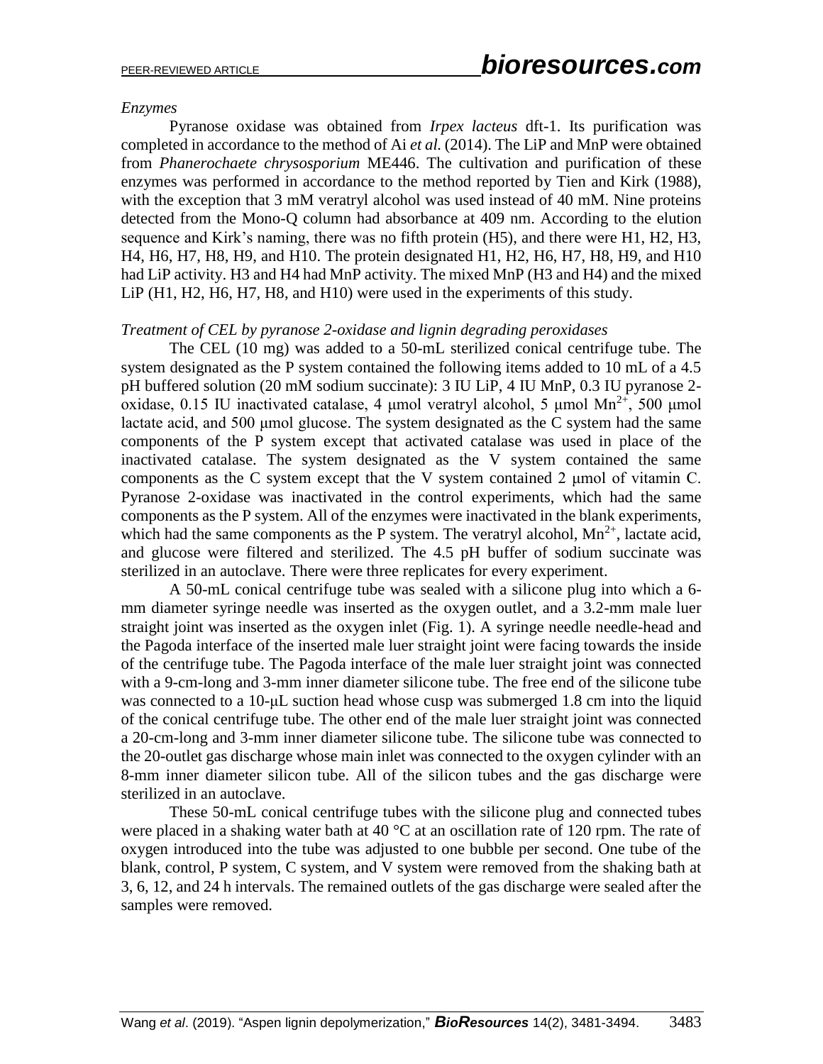*Enzymes*

Pyranose oxidase was obtained from *Irpex lacteus* dft-1. Its purification was completed in accordance to the method of Ai *et al.* (2014). The LiP and MnP were obtained from *Phanerochaete chrysosporium* ME446. The cultivation and purification of these enzymes was performed in accordance to the method reported by Tien and Kirk (1988), with the exception that 3 mM veratryl alcohol was used instead of 40 mM. Nine proteins detected from the Mono-Q column had absorbance at 409 nm. According to the elution sequence and Kirk's naming, there was no fifth protein (H5), and there were H1, H2, H3, H4, H6, H7, H8, H9, and H10. The protein designated H1, H2, H6, H7, H8, H9, and H10 had LiP activity. H3 and H4 had MnP activity. The mixed MnP (H3 and H4) and the mixed LiP (H1, H2, H6, H7, H8, and H10) were used in the experiments of this study.

*Treatment of CEL by pyranose 2-oxidase and lignin degrading peroxidases*

The CEL (10 mg) was added to a 50-mL sterilized conical centrifuge tube. The system designated as the P system contained the following items added to 10 mL of a 4.5 pH buffered solution (20 mM sodium succinate): 3 IU LiP, 4 IU MnP, 0.3 IU pyranose 2-oxidase, 0.15 IU inactivated catalase, 4 μmol veratryl alcohol, 5 μmol $Mn^{2+}$, 500 μmol lactate acid, and 500 μmol glucose. The system designated as the C system had the same components of the P system except that activated catalase was used in place of the inactivated catalase. The system designated as the V system contained the same components as the C system except that the V system contained 2 μmol of vitamin C. Pyranose 2-oxidase was inactivated in the control experiments, which had the same components as the P system. All of the enzymes were inactivated in the blank experiments, which had the same components as the P system. The veratryl alcohol, $Mn^{2+}$, lactate acid, and glucose were filtered and sterilized. The 4.5 pH buffer of sodium succinate was sterilized in an autoclave. There were three replicates for every experiment.

A 50-mL conical centrifuge tube was sealed with a silicone plug into which a 6-mm diameter syringe needle was inserted as the oxygen outlet, and a 3.2-mm male luer straight joint was inserted as the oxygen inlet (Fig. 1). A syringe needle needle-head and the Pagoda interface of the inserted male luer straight joint were facing towards the inside of the centrifuge tube. The Pagoda interface of the male luer straight joint was connected with a 9-cm-long and 3-mm inner diameter silicone tube. The free end of the silicone tube was connected to a 10-μL suction head whose cusp was submerged 1.8 cm into the liquid of the conical centrifuge tube. The other end of the male luer straight joint was connected a 20-cm-long and 3-mm inner diameter silicone tube. The silicone tube was connected to the 20-outlet gas discharge whose main inlet was connected to the oxygen cylinder with an 8-mm inner diameter silicon tube. All of the silicon tubes and the gas discharge were sterilized in an autoclave.

These 50-mL conical centrifuge tubes with the silicone plug and connected tubes were placed in a shaking water bath at 40 °C at an oscillation rate of 120 rpm. The rate of oxygen introduced into the tube was adjusted to one bubble per second. One tube of the blank, control, P system, C system, and V system were removed from the shaking bath at 3, 6, 12, and 24 h intervals. The remained outlets of the gas discharge were sealed after the samples were removed.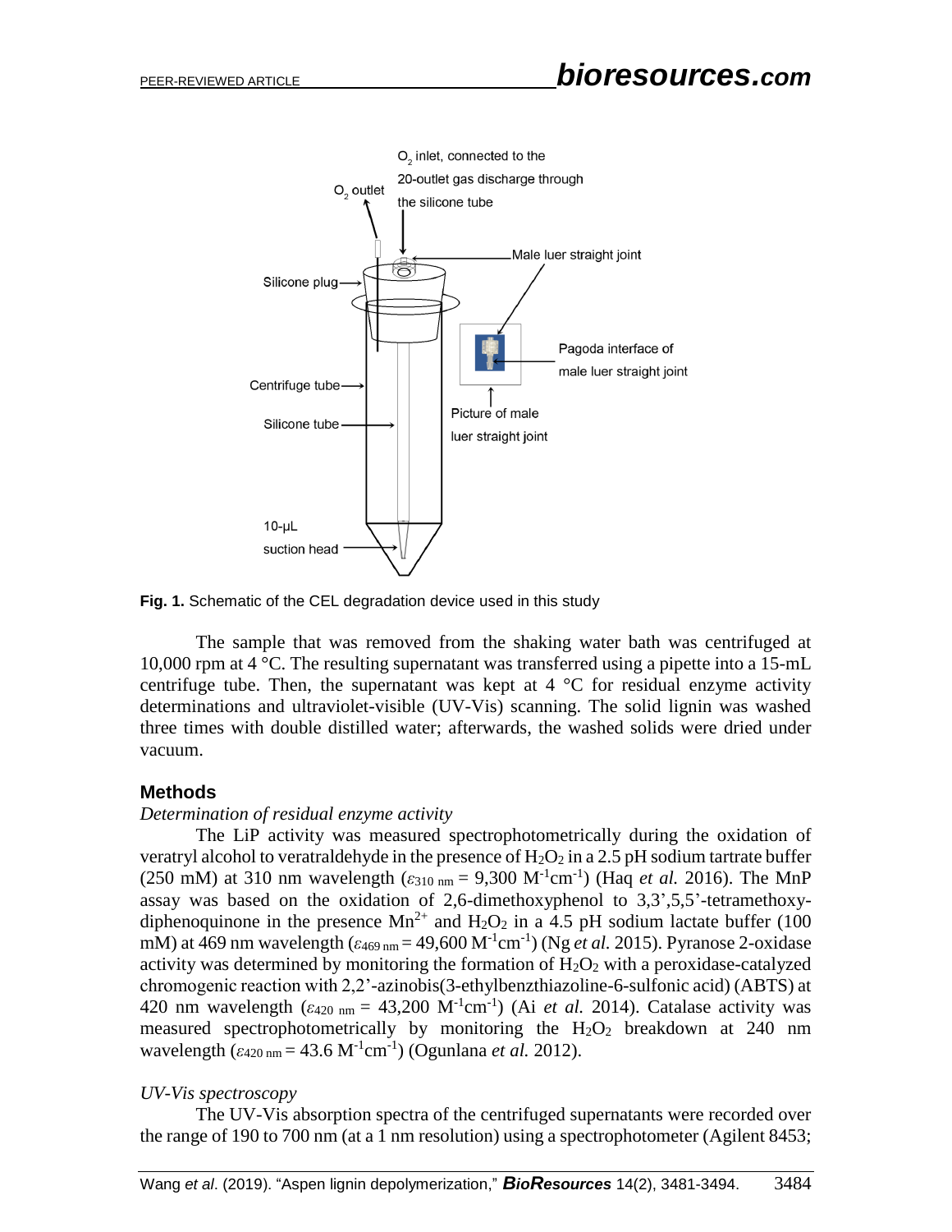**Fig. 1.** Schematic of the CEL degradation device used in this study

The sample that was removed from the shaking water bath was centrifuged at 10,000 rpm at 4 °C. The resulting supernatant was transferred using a pipette into a 15-mL centrifuge tube. Then, the supernatant was kept at 4 °C for residual enzyme activity determinations and ultraviolet-visible (UV-Vis) scanning. The solid lignin was washed three times with double distilled water; afterwards, the washed solids were dried under vacuum.

## Methods

*Determination of residual enzyme activity*

The LiP activity was measured spectrophotometrically during the oxidation of veratryl alcohol to veratraldehyde in the presence of $H_2O_2$ in a 2.5 pH sodium tartrate buffer (250 mM) at 310 nm wavelength ($\varepsilon_{310\ nm}$ = 9,300 $M^{-1}cm^{-1}$) (Haq *et al.* 2016). The MnP assay was based on the oxidation of 2,6-dimethoxyphenol to 3,3',5,5'-tetramethoxy-diphenoquinone in the presence $Mn^{2+}$ and $H_2O_2$ in a 4.5 pH sodium lactate buffer (100 mM) at 469 nm wavelength ($\varepsilon_{469\ nm}$ = 49,600 $M^{-1}cm^{-1}$) (Ng *et al.* 2015). Pyranose 2-oxidase activity was determined by monitoring the formation of $H_2O_2$ with a peroxidase-catalyzed chromogenic reaction with 2,2'-azinobis(3-ethylbenzthiazoline-6-sulfonic acid) (ABTS) at 420 nm wavelength ($\varepsilon_{420\ nm}$ = 43,200 $M^{-1}cm^{-1}$) (Ai *et al.* 2014). Catalase activity was measured spectrophotometrically by monitoring the $H_2O_2$ breakdown at 240 nm wavelength ($\varepsilon_{420\ nm}$ = 43.6 $M^{-1}cm^{-1}$) (Ogunlana *et al.* 2012).

*UV-Vis spectroscopy*

The UV-Vis absorption spectra of the centrifuged supernatants were recorded over the range of 190 to 700 nm (at a 1 nm resolution) using a spectrophotometer (Agilent 8453;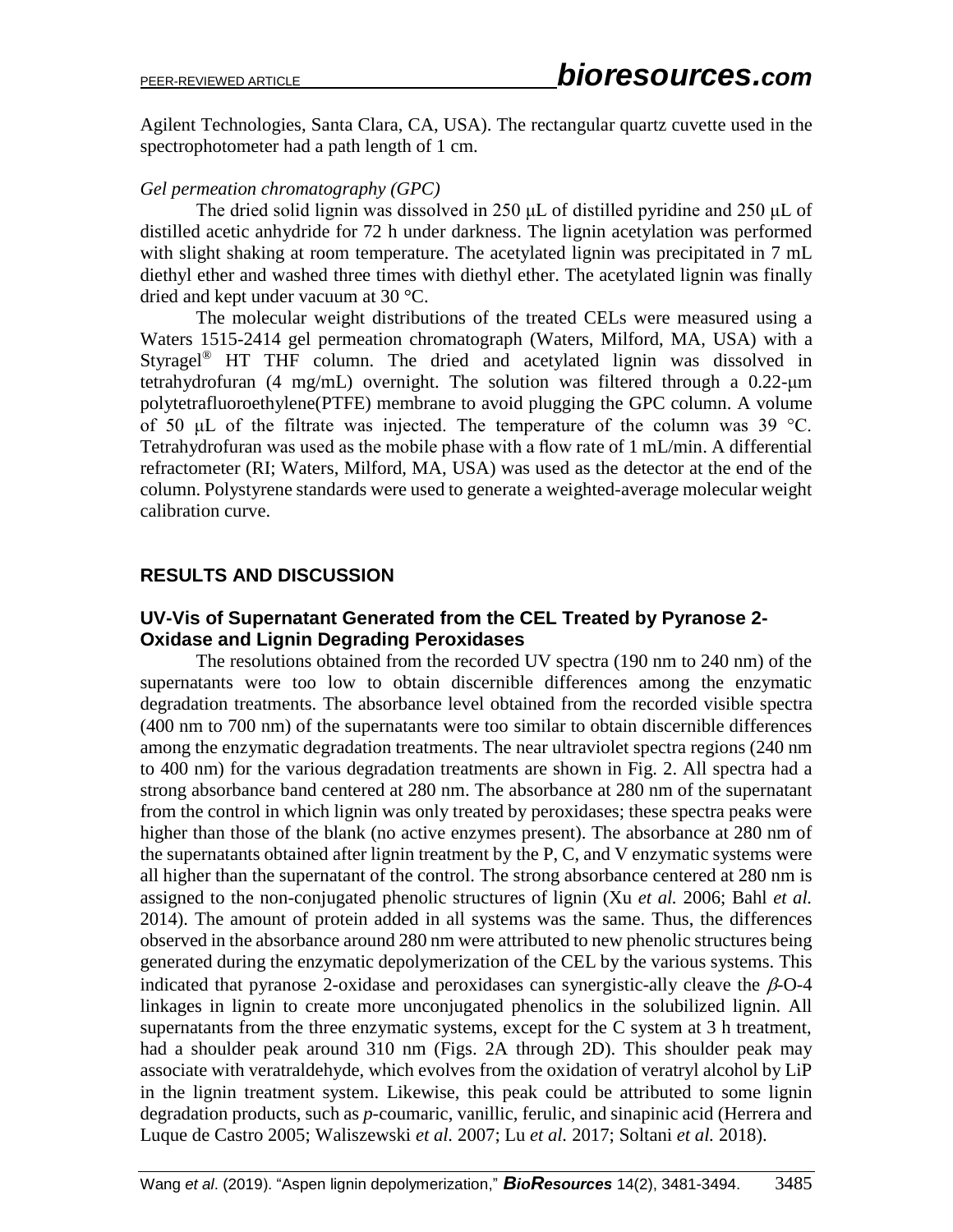Agilent Technologies, Santa Clara, CA, USA). The rectangular quartz cuvette used in the spectrophotometer had a path length of 1 cm.

*Gel permeation chromatography (GPC)*

The dried solid lignin was dissolved in 250 μL of distilled pyridine and 250 μL of distilled acetic anhydride for 72 h under darkness. The lignin acetylation was performed with slight shaking at room temperature. The acetylated lignin was precipitated in 7 mL diethyl ether and washed three times with diethyl ether. The acetylated lignin was finally dried and kept under vacuum at 30 °C.

The molecular weight distributions of the treated CELs were measured using a Waters 1515-2414 gel permeation chromatograph (Waters, Milford, MA, USA) with a Styragel® HT THF column. The dried and acetylated lignin was dissolved in tetrahydrofuran (4 mg/mL) overnight. The solution was filtered through a 0.22-μm polytetrafluoroethylene(PTFE) membrane to avoid plugging the GPC column. A volume of 50 μL of the filtrate was injected. The temperature of the column was 39 °C. Tetrahydrofuran was used as the mobile phase with a flow rate of 1 mL/min. A differential refractometer (RI; Waters, Milford, MA, USA) was used as the detector at the end of the column. Polystyrene standards were used to generate a weighted-average molecular weight calibration curve.

## RESULTS AND DISCUSSION

### UV-Vis of Supernatant Generated from the CEL Treated by Pyranose 2-Oxidase and Lignin Degrading Peroxidases

The resolutions obtained from the recorded UV spectra (190 nm to 240 nm) of the supernatants were too low to obtain discernible differences among the enzymatic degradation treatments. The absorbance level obtained from the recorded visible spectra (400 nm to 700 nm) of the supernatants were too similar to obtain discernible differences among the enzymatic degradation treatments. The near ultraviolet spectra regions (240 nm to 400 nm) for the various degradation treatments are shown in Fig. 2. All spectra had a strong absorbance band centered at 280 nm. The absorbance at 280 nm of the supernatant from the control in which lignin was only treated by peroxidases; these spectra peaks were higher than those of the blank (no active enzymes present). The absorbance at 280 nm of the supernatants obtained after lignin treatment by the P, C, and V enzymatic systems were all higher than the supernatant of the control. The strong absorbance centered at 280 nm is assigned to the non-conjugated phenolic structures of lignin (Xu *et al.* 2006; Bahl *et al.* 2014). The amount of protein added in all systems was the same. Thus, the differences observed in the absorbance around 280 nm were attributed to new phenolic structures being generated during the enzymatic depolymerization of the CEL by the various systems. This indicated that pyranose 2-oxidase and peroxidases can synergistic-ally cleave the $\beta$-O-4 linkages in lignin to create more unconjugated phenolics in the solubilized lignin. All supernatants from the three enzymatic systems, except for the C system at 3 h treatment, had a shoulder peak around 310 nm (Figs. 2A through 2D). This shoulder peak may associate with veratraldehyde, which evolves from the oxidation of veratryl alcohol by LiP in the lignin treatment system. Likewise, this peak could be attributed to some lignin degradation products, such as *p*-coumaric, vanillic, ferulic, and sinapinic acid (Herrera and Luque de Castro 2005; Waliszewski *et al.* 2007; Lu *et al.* 2017; Soltani *et al.* 2018).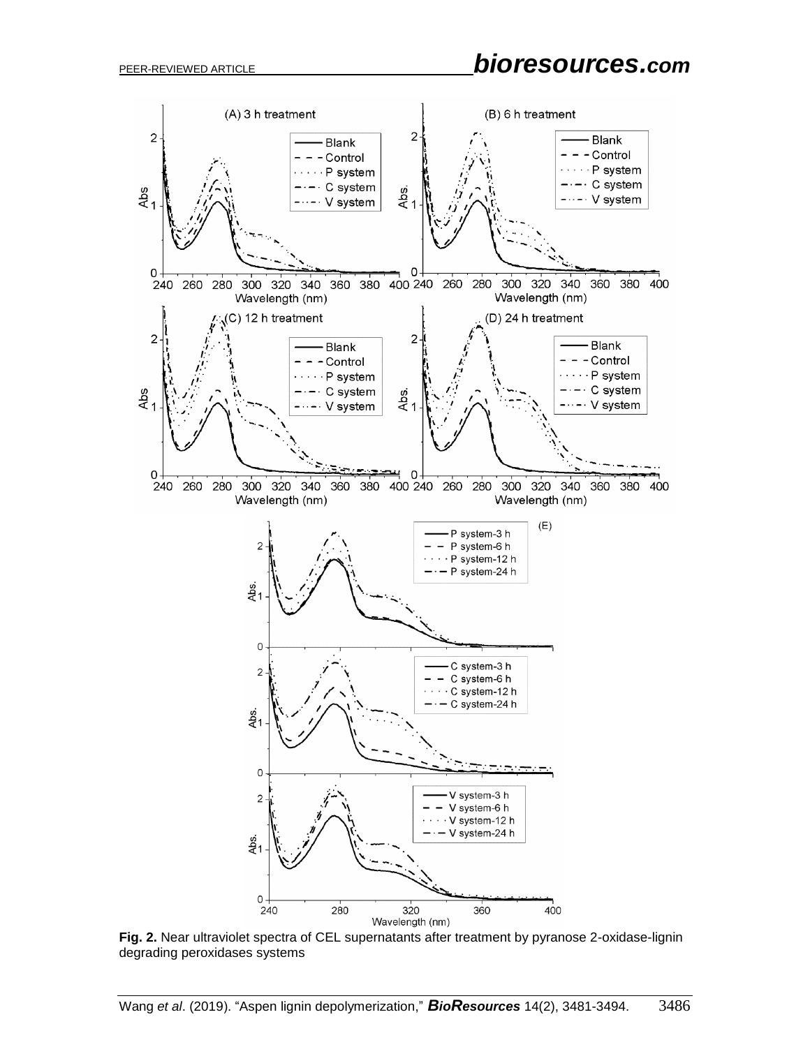**Fig. 2.** Near ultraviolet spectra of CEL supernatants after treatment by pyranose 2-oxidase-lignin degrading peroxidases systems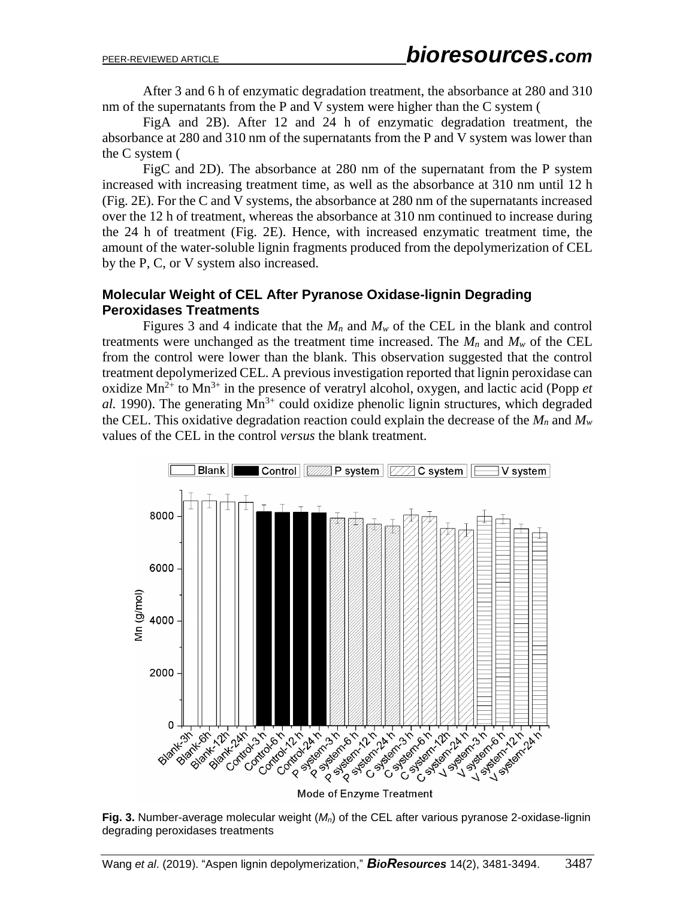After 3 and 6 h of enzymatic degradation treatment, the absorbance at 280 and 310 nm of the supernatants from the P and V system were higher than the C system (

FigA and 2B). After 12 and 24 h of enzymatic degradation treatment, the absorbance at 280 and 310 nm of the supernatants from the P and V system was lower than the C system (

FigC and 2D). The absorbance at 280 nm of the supernatant from the P system increased with increasing treatment time, as well as the absorbance at 310 nm until 12 h (Fig. 2E). For the C and V systems, the absorbance at 280 nm of the supernatants increased over the 12 h of treatment, whereas the absorbance at 310 nm continued to increase during the 24 h of treatment (Fig. 2E). Hence, with increased enzymatic treatment time, the amount of the water-soluble lignin fragments produced from the depolymerization of CEL by the P, C, or V system also increased.

### Molecular Weight of CEL After Pyranose Oxidase-lignin Degrading Peroxidases Treatments

Figures 3 and 4 indicate that the $M_n$ and $M_w$ of the CEL in the blank and control treatments were unchanged as the treatment time increased. The $M_n$ and $M_w$ of the CEL from the control were lower than the blank. This observation suggested that the control treatment depolymerized CEL. A previous investigation reported that lignin peroxidase can oxidize $Mn^{2+}$ to $Mn^{3+}$ in the presence of veratryl alcohol, oxygen, and lactic acid (Popp *et al.* 1990). The generating $Mn^{3+}$ could oxidize phenolic lignin structures, which degraded the CEL. This oxidative degradation reaction could explain the decrease of the $M_n$ and $M_w$ values of the CEL in the control *versus* the blank treatment.

**Fig. 3.** Number-average molecular weight ($M_n$) of the CEL after various pyranose 2-oxidase-lignin degrading peroxidases treatments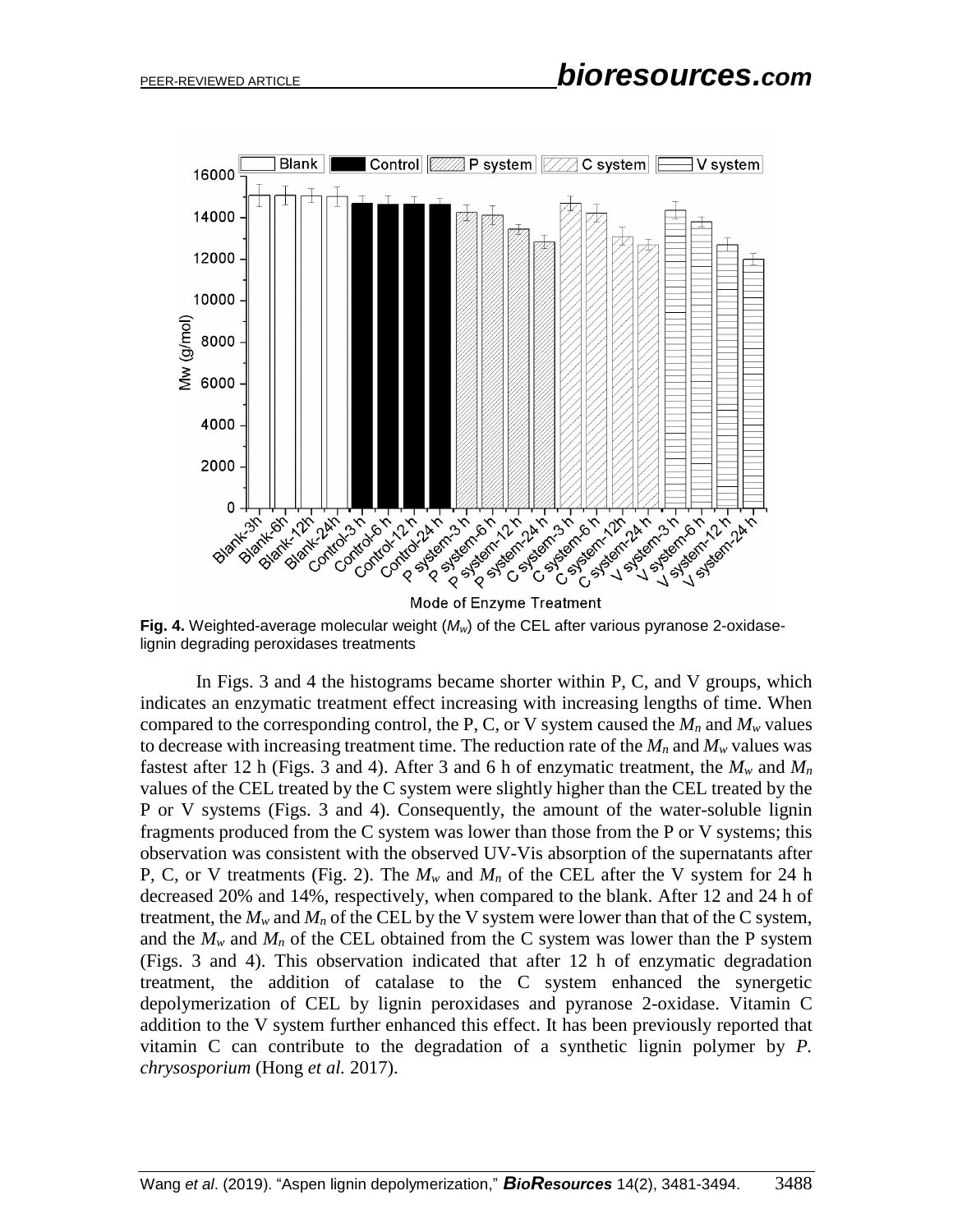**Fig. 4.** Weighted-average molecular weight ($M_w$) of the CEL after various pyranose 2-oxidase-lignin degrading peroxidases treatments

In Figs. 3 and 4 the histograms became shorter within P, C, and V groups, which indicates an enzymatic treatment effect increasing with increasing lengths of time. When compared to the corresponding control, the P, C, or V system caused the $M_n$ and $M_w$ values to decrease with increasing treatment time. The reduction rate of the $M_n$ and $M_w$ values was fastest after 12 h (Figs. 3 and 4). After 3 and 6 h of enzymatic treatment, the $M_w$ and $M_n$ values of the CEL treated by the C system were slightly higher than the CEL treated by the P or V systems (Figs. 3 and 4). Consequently, the amount of the water-soluble lignin fragments produced from the C system was lower than those from the P or V systems; this observation was consistent with the observed UV-Vis absorption of the supernatants after P, C, or V treatments (Fig. 2). The $M_w$ and $M_n$ of the CEL after the V system for 24 h decreased 20% and 14%, respectively, when compared to the blank. After 12 and 24 h of treatment, the $M_w$ and $M_n$ of the CEL by the V system were lower than that of the C system, and the $M_w$ and $M_n$ of the CEL obtained from the C system was lower than the P system (Figs. 3 and 4). This observation indicated that after 12 h of enzymatic degradation treatment, the addition of catalase to the C system enhanced the synergetic depolymerization of CEL by lignin peroxidases and pyranose 2-oxidase. Vitamin C addition to the V system further enhanced this effect. It has been previously reported that vitamin C can contribute to the degradation of a synthetic lignin polymer by *P. chrysosporium* (Hong *et al.* 2017).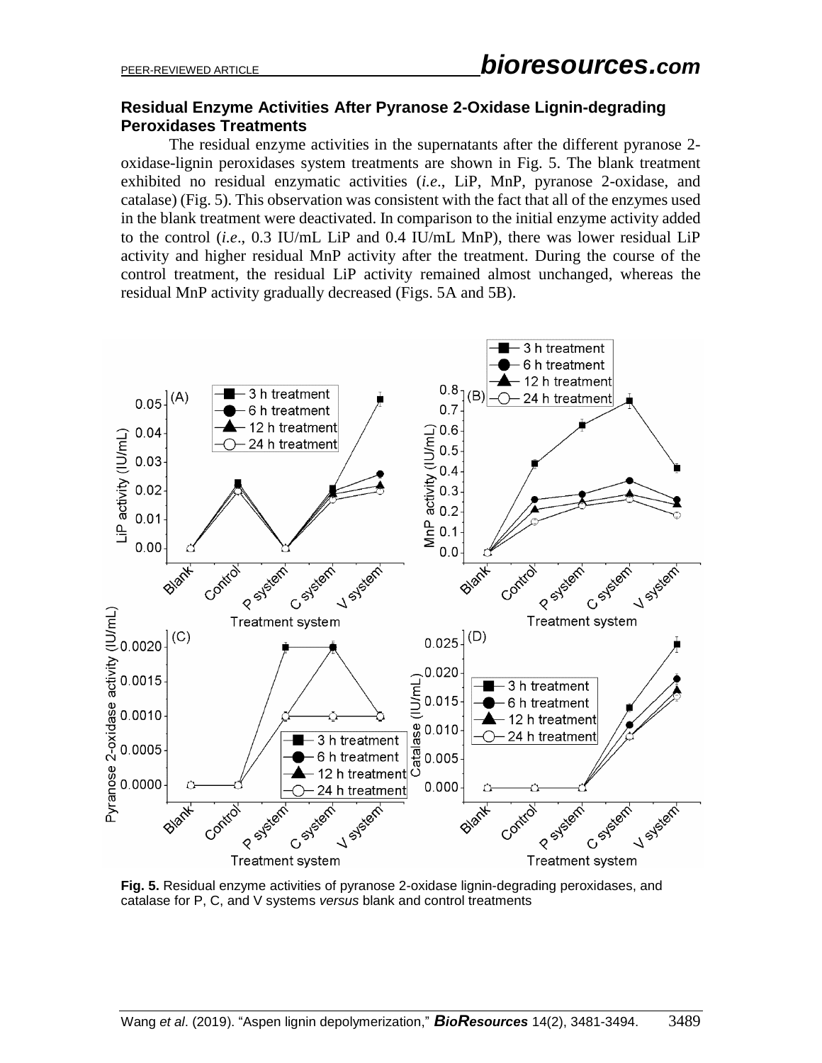### Residual Enzyme Activities After Pyranose 2-Oxidase Lignin-degrading Peroxidases Treatments

The residual enzyme activities in the supernatants after the different pyranose 2-oxidase-lignin peroxidases system treatments are shown in Fig. 5. The blank treatment exhibited no residual enzymatic activities (*i.e*., LiP, MnP, pyranose 2-oxidase, and catalase) (Fig. 5). This observation was consistent with the fact that all of the enzymes used in the blank treatment were deactivated. In comparison to the initial enzyme activity added to the control (*i.e*., 0.3 IU/mL LiP and 0.4 IU/mL MnP), there was lower residual LiP activity and higher residual MnP activity after the treatment. During the course of the control treatment, the residual LiP activity remained almost unchanged, whereas the residual MnP activity gradually decreased (Figs. 5A and 5B).

**Fig. 5.** Residual enzyme activities of pyranose 2-oxidase lignin-degrading peroxidases, and catalase for P, C, and V systems *versus* blank and control treatments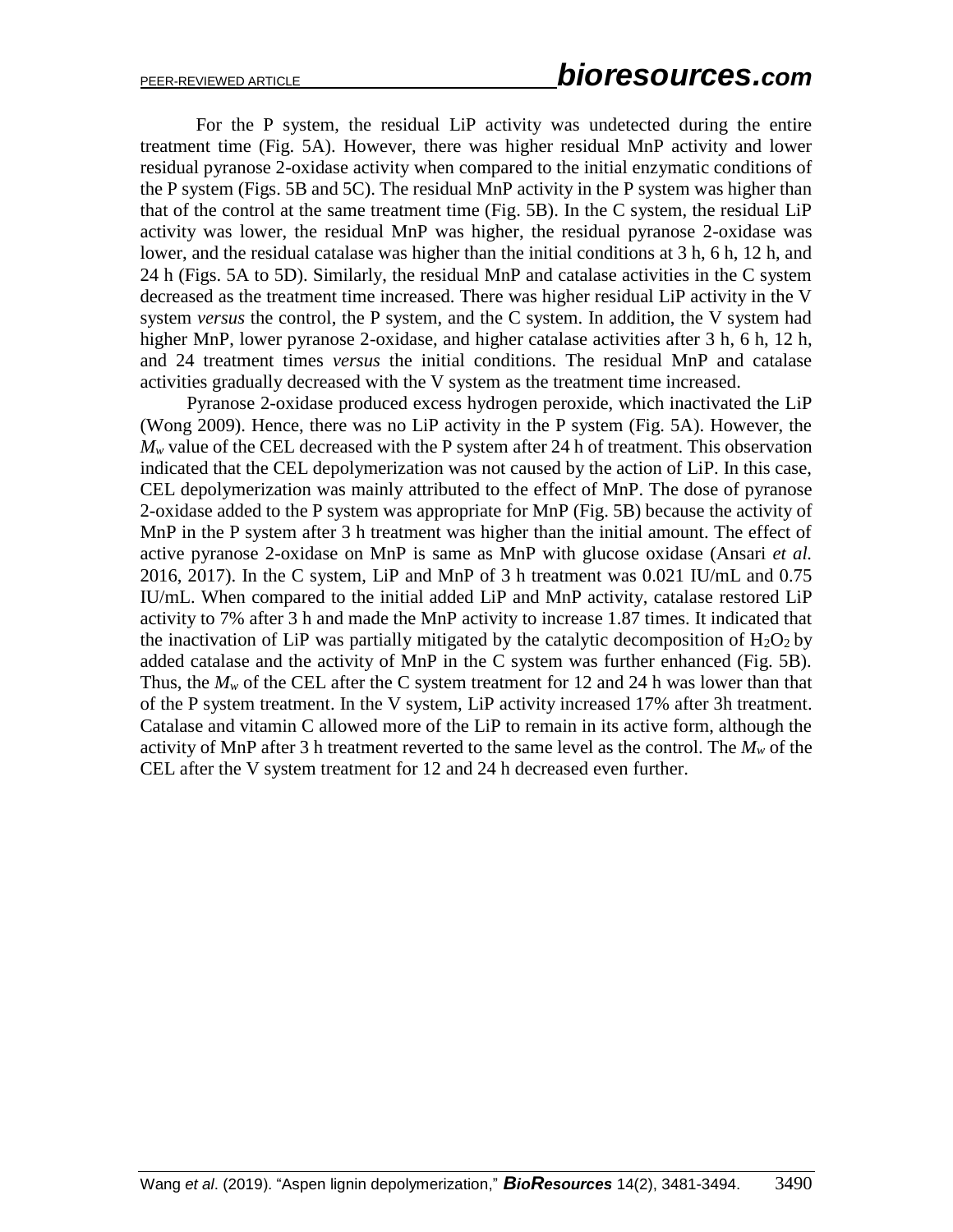For the P system, the residual LiP activity was undetected during the entire treatment time (Fig. 5A). However, there was higher residual MnP activity and lower residual pyranose 2-oxidase activity when compared to the initial enzymatic conditions of the P system (Figs. 5B and 5C). The residual MnP activity in the P system was higher than that of the control at the same treatment time (Fig. 5B). In the C system, the residual LiP activity was lower, the residual MnP was higher, the residual pyranose 2-oxidase was lower, and the residual catalase was higher than the initial conditions at 3 h, 6 h, 12 h, and 24 h (Figs. 5A to 5D). Similarly, the residual MnP and catalase activities in the C system decreased as the treatment time increased. There was higher residual LiP activity in the V system *versus* the control, the P system, and the C system. In addition, the V system had higher MnP, lower pyranose 2-oxidase, and higher catalase activities after 3 h, 6 h, 12 h, and 24 treatment times *versus* the initial conditions. The residual MnP and catalase activities gradually decreased with the V system as the treatment time increased.

Pyranose 2-oxidase produced excess hydrogen peroxide, which inactivated the LiP (Wong 2009). Hence, there was no LiP activity in the P system (Fig. 5A). However, the $M_w$ value of the CEL decreased with the P system after 24 h of treatment. This observation indicated that the CEL depolymerization was not caused by the action of LiP. In this case, CEL depolymerization was mainly attributed to the effect of MnP. The dose of pyranose 2-oxidase added to the P system was appropriate for MnP (Fig. 5B) because the activity of MnP in the P system after 3 h treatment was higher than the initial amount. The effect of active pyranose 2-oxidase on MnP is same as MnP with glucose oxidase (Ansari *et al.* 2016, 2017). In the C system, LiP and MnP of 3 h treatment was 0.021 IU/mL and 0.75 IU/mL. When compared to the initial added LiP and MnP activity, catalase restored LiP activity to 7% after 3 h and made the MnP activity to increase 1.87 times. It indicated that the inactivation of LiP was partially mitigated by the catalytic decomposition of $H_2O_2$ by added catalase and the activity of MnP in the C system was further enhanced (Fig. 5B). Thus, the $M_w$ of the CEL after the C system treatment for 12 and 24 h was lower than that of the P system treatment. In the V system, LiP activity increased 17% after 3h treatment. Catalase and vitamin C allowed more of the LiP to remain in its active form, although the activity of MnP after 3 h treatment reverted to the same level as the control. The $M_w$ of the CEL after the V system treatment for 12 and 24 h decreased even further.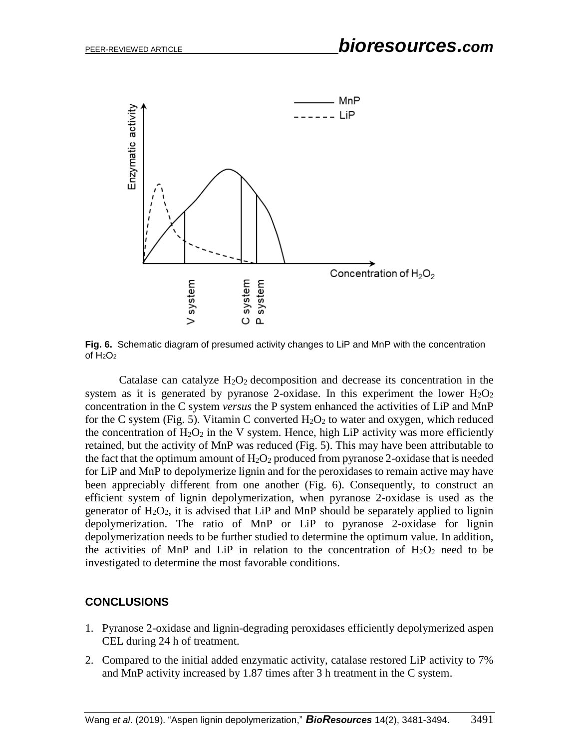**Fig. 6.** Schematic diagram of presumed activity changes to LiP and MnP with the concentration of $H_2O_2$

Catalase can catalyze $H_2O_2$ decomposition and decrease its concentration in the system as it is generated by pyranose 2-oxidase. In this experiment the lower $H_2O_2$ concentration in the C system *versus* the P system enhanced the activities of LiP and MnP for the C system (Fig. 5). Vitamin C converted $H_2O_2$ to water and oxygen, which reduced the concentration of $H_2O_2$ in the V system. Hence, high LiP activity was more efficiently retained, but the activity of MnP was reduced (Fig. 5). This may have been attributable to the fact that the optimum amount of $H_2O_2$ produced from pyranose 2-oxidase that is needed for LiP and MnP to depolymerize lignin and for the peroxidases to remain active may have been appreciably different from one another (Fig. 6). Consequently, to construct an efficient system of lignin depolymerization, when pyranose 2-oxidase is used as the generator of $H_2O_2$, it is advised that LiP and MnP should be separately applied to lignin depolymerization. The ratio of MnP or LiP to pyranose 2-oxidase for lignin depolymerization needs to be further studied to determine the optimum value. In addition, the activities of MnP and LiP in relation to the concentration of $H_2O_2$ need to be investigated to determine the most favorable conditions.

## CONCLUSIONS

1. Pyranose 2-oxidase and lignin-degrading peroxidases efficiently depolymerized aspen CEL during 24 h of treatment.
2. Compared to the initial added enzymatic activity, catalase restored LiP activity to 7% and MnP activity increased by 1.87 times after 3 h treatment in the C system.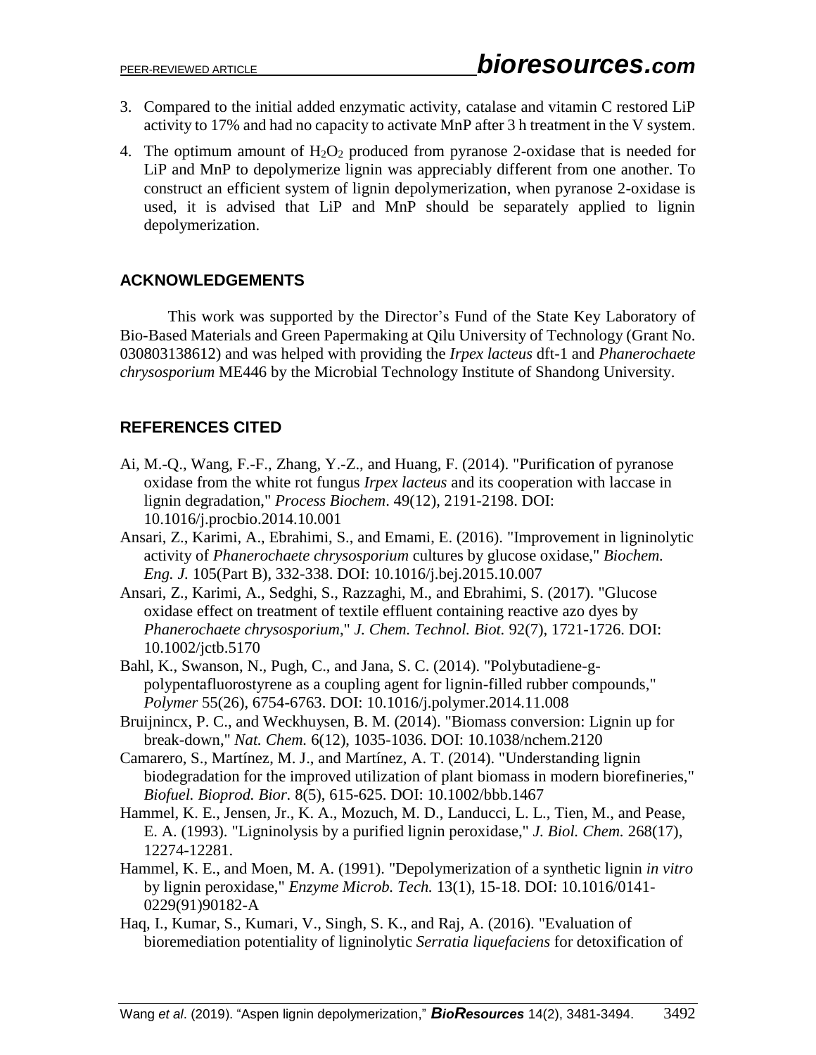3. Compared to the initial added enzymatic activity, catalase and vitamin C restored LiP activity to 17% and had no capacity to activate MnP after 3 h treatment in the V system.
4. The optimum amount of $H_2O_2$ produced from pyranose 2-oxidase that is needed for LiP and MnP to depolymerize lignin was appreciably different from one another. To construct an efficient system of lignin depolymerization, when pyranose 2-oxidase is used, it is advised that LiP and MnP should be separately applied to lignin depolymerization.

## ACKNOWLEDGEMENTS

This work was supported by the Director's Fund of the State Key Laboratory of Bio-Based Materials and Green Papermaking at Qilu University of Technology (Grant No. 030803138612) and was helped with providing the *Irpex lacteus* dft-1 and *Phanerochaete chrysosporium* ME446 by the Microbial Technology Institute of Shandong University.

## REFERENCES CITED

Ai, M.-Q., Wang, F.-F., Zhang, Y.-Z., and Huang, F. (2014). "Purification of pyranose oxidase from the white rot fungus *Irpex lacteus* and its cooperation with laccase in lignin degradation," *Process Biochem*. 49(12), 2191-2198. DOI: 10.1016/j.procbio.2014.10.001

Ansari, Z., Karimi, A., Ebrahimi, S., and Emami, E. (2016). "Improvement in ligninolytic activity of *Phanerochaete chrysosporium* cultures by glucose oxidase," *Biochem. Eng. J.* 105(Part B), 332-338. DOI: 10.1016/j.bej.2015.10.007

Ansari, Z., Karimi, A., Sedghi, S., Razzaghi, M., and Ebrahimi, S. (2017). "Glucose oxidase effect on treatment of textile effluent containing reactive azo dyes by *Phanerochaete chrysosporium*," *J. Chem. Technol. Biot.* 92(7), 1721-1726. DOI: 10.1002/jctb.5170

Bahl, K., Swanson, N., Pugh, C., and Jana, S. C. (2014). "Polybutadiene-g-polypentafluorostyrene as a coupling agent for lignin-filled rubber compounds," *Polymer* 55(26), 6754-6763. DOI: 10.1016/j.polymer.2014.11.008

Bruijnincx, P. C., and Weckhuysen, B. M. (2014). "Biomass conversion: Lignin up for break-down," *Nat. Chem.* 6(12), 1035-1036. DOI: 10.1038/nchem.2120

Camarero, S., Martínez, M. J., and Martínez, A. T. (2014). "Understanding lignin biodegradation for the improved utilization of plant biomass in modern biorefineries," *Biofuel. Bioprod. Bior.* 8(5), 615-625. DOI: 10.1002/bbb.1467

Hammel, K. E., Jensen, Jr., K. A., Mozuch, M. D., Landucci, L. L., Tien, M., and Pease, E. A. (1993). "Ligninolysis by a purified lignin peroxidase," *J. Biol. Chem.* 268(17), 12274-12281.

Hammel, K. E., and Moen, M. A. (1991). "Depolymerization of a synthetic lignin *in vitro* by lignin peroxidase," *Enzyme Microb. Tech.* 13(1), 15-18. DOI: 10.1016/0141-0229(91)90182-A

Haq, I., Kumar, S., Kumari, V., Singh, S. K., and Raj, A. (2016). "Evaluation of bioremediation potentiality of ligninolytic *Serratia liquefaciens* for detoxification of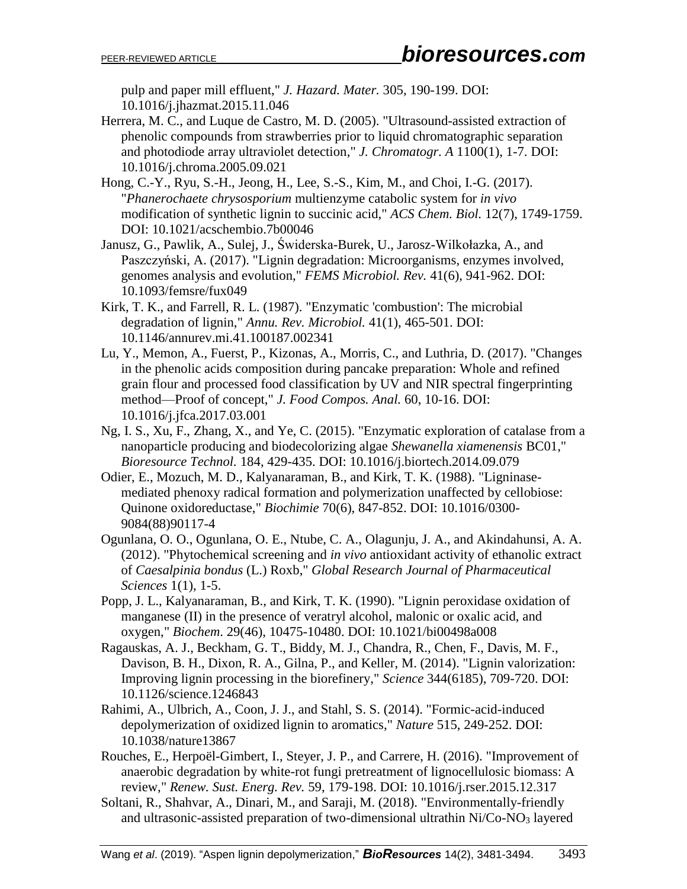pulp and paper mill effluent," *J. Hazard. Mater.* 305, 190-199. DOI: 10.1016/j.jhazmat.2015.11.046

Herrera, M. C., and Luque de Castro, M. D. (2005). "Ultrasound-assisted extraction of phenolic compounds from strawberries prior to liquid chromatographic separation and photodiode array ultraviolet detection," *J. Chromatogr. A* 1100(1), 1-7. DOI: 10.1016/j.chroma.2005.09.021

Hong, C.-Y., Ryu, S.-H., Jeong, H., Lee, S.-S., Kim, M., and Choi, I.-G. (2017). "*Phanerochaete chrysosporium* multienzyme catabolic system for *in vivo* modification of synthetic lignin to succinic acid," *ACS Chem. Biol.* 12(7), 1749-1759. DOI: 10.1021/acschembio.7b00046

Janusz, G., Pawlik, A., Sulej, J., Świderska-Burek, U., Jarosz-Wilkołazka, A., and Paszczyński, A. (2017). "Lignin degradation: Microorganisms, enzymes involved, genomes analysis and evolution," *FEMS Microbiol. Rev.* 41(6), 941-962. DOI: 10.1093/femsre/fux049

Kirk, T. K., and Farrell, R. L. (1987). "Enzymatic 'combustion': The microbial degradation of lignin," *Annu. Rev. Microbiol.* 41(1), 465-501. DOI: 10.1146/annurev.mi.41.100187.002341

Lu, Y., Memon, A., Fuerst, P., Kizonas, A., Morris, C., and Luthria, D. (2017). "Changes in the phenolic acids composition during pancake preparation: Whole and refined grain flour and processed food classification by UV and NIR spectral fingerprinting method—Proof of concept," *J. Food Compos. Anal.* 60, 10-16. DOI: 10.1016/j.jfca.2017.03.001

Ng, I. S., Xu, F., Zhang, X., and Ye, C. (2015). "Enzymatic exploration of catalase from a nanoparticle producing and biodecolorizing algae *Shewanella xiamenensis* BC01," *Bioresource Technol.* 184, 429-435. DOI: 10.1016/j.biortech.2014.09.079

Odier, E., Mozuch, M. D., Kalyanaraman, B., and Kirk, T. K. (1988). "Ligninase-mediated phenoxy radical formation and polymerization unaffected by cellobiose: Quinone oxidoreductase," *Biochimie* 70(6), 847-852. DOI: 10.1016/0300-9084(88)90117-4

Ogunlana, O. O., Ogunlana, O. E., Ntube, C. A., Olagunju, J. A., and Akindahunsi, A. A. (2012). "Phytochemical screening and *in vivo* antioxidant activity of ethanolic extract of *Caesalpinia bondus* (L.) Roxb," *Global Research Journal of Pharmaceutical Sciences* 1(1), 1-5.

Popp, J. L., Kalyanaraman, B., and Kirk, T. K. (1990). "Lignin peroxidase oxidation of manganese (II) in the presence of veratryl alcohol, malonic or oxalic acid, and oxygen," *Biochem.* 29(46), 10475-10480. DOI: 10.1021/bi00498a008

Ragauskas, A. J., Beckham, G. T., Biddy, M. J., Chandra, R., Chen, F., Davis, M. F., Davison, B. H., Dixon, R. A., Gilna, P., and Keller, M. (2014). "Lignin valorization: Improving lignin processing in the biorefinery," *Science* 344(6185), 709-720. DOI: 10.1126/science.1246843

Rahimi, A., Ulbrich, A., Coon, J. J., and Stahl, S. S. (2014). "Formic-acid-induced depolymerization of oxidized lignin to aromatics," *Nature* 515, 249-252. DOI: 10.1038/nature13867

Rouches, E., Herpoël-Gimbert, I., Steyer, J. P., and Carrere, H. (2016). "Improvement of anaerobic degradation by white-rot fungi pretreatment of lignocellulosic biomass: A review," *Renew. Sust. Energ. Rev.* 59, 179-198. DOI: 10.1016/j.rser.2015.12.317

Soltani, R., Shahvar, A., Dinari, M., and Saraji, M. (2018). "Environmentally-friendly and ultrasonic-assisted preparation of two-dimensional ultrathin Ni/Co-$NO_3$ layered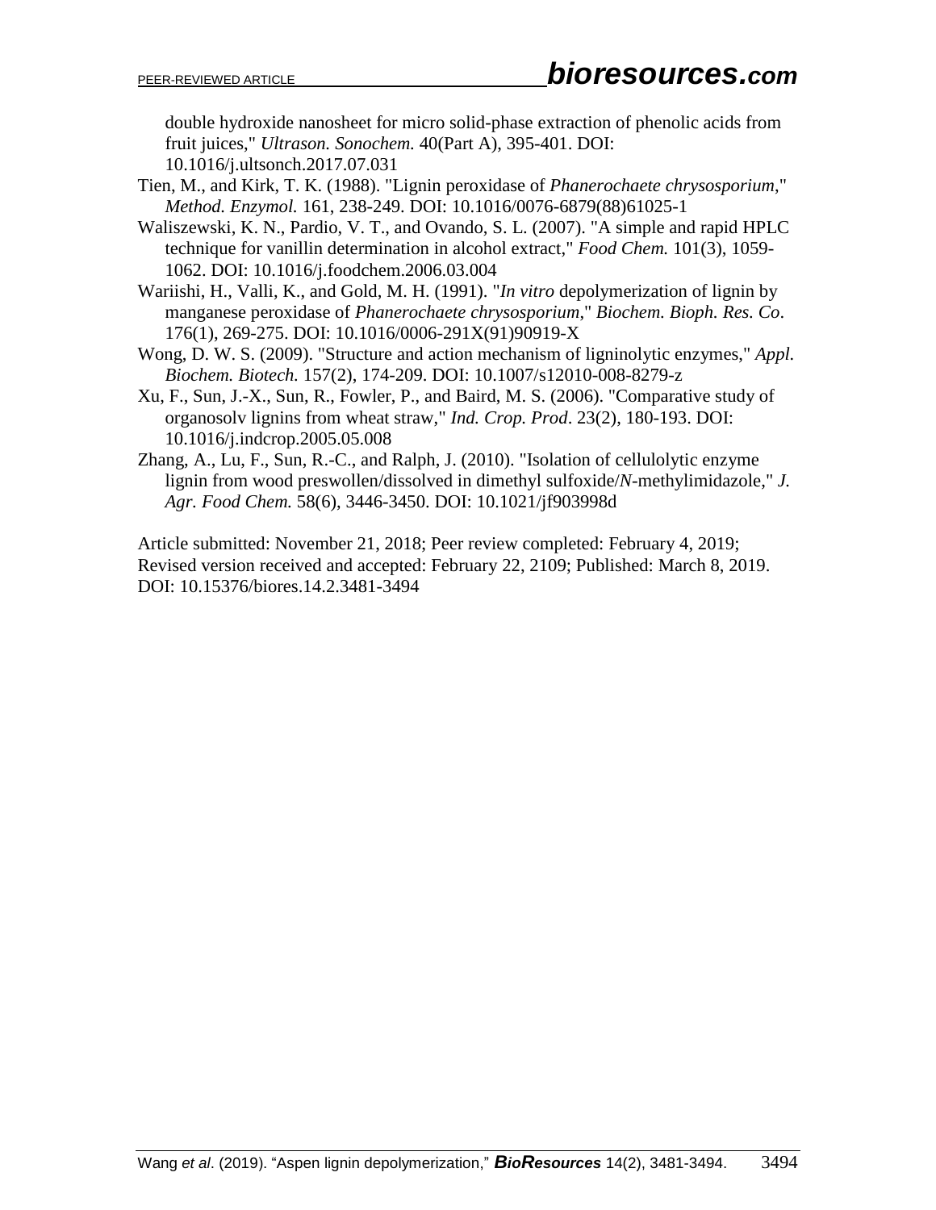double hydroxide nanosheet for micro solid-phase extraction of phenolic acids from fruit juices," *Ultrason. Sonochem.* 40(Part A), 395-401. DOI: 10.1016/j.ultsonch.2017.07.031

Tien, M., and Kirk, T. K. (1988). "Lignin peroxidase of *Phanerochaete chrysosporium*," *Method. Enzymol.* 161, 238-249. DOI: 10.1016/0076-6879(88)61025-1

Waliszewski, K. N., Pardio, V. T., and Ovando, S. L. (2007). "A simple and rapid HPLC technique for vanillin determination in alcohol extract," *Food Chem.* 101(3), 1059-1062. DOI: 10.1016/j.foodchem.2006.03.004

Wariishi, H., Valli, K., and Gold, M. H. (1991). "*In vitro* depolymerization of lignin by manganese peroxidase of *Phanerochaete chrysosporium*," *Biochem. Bioph. Res. Co*. 176(1), 269-275. DOI: 10.1016/0006-291X(91)90919-X

Wong, D. W. S. (2009). "Structure and action mechanism of ligninolytic enzymes," *Appl. Biochem. Biotech.* 157(2), 174-209. DOI: 10.1007/s12010-008-8279-z

Xu, F., Sun, J.-X., Sun, R., Fowler, P., and Baird, M. S. (2006). "Comparative study of organosolv lignins from wheat straw," *Ind. Crop. Prod*. 23(2), 180-193. DOI: 10.1016/j.indcrop.2005.05.008

Zhang, A., Lu, F., Sun, R.-C., and Ralph, J. (2010). "Isolation of cellulolytic enzyme lignin from wood preswollen/dissolved in dimethyl sulfoxide/*N*-methylimidazole," *J. Agr. Food Chem.* 58(6), 3446-3450. DOI: 10.1021/jf903998d

Article submitted: November 21, 2018; Peer review completed: February 4, 2019; Revised version received and accepted: February 22, 2109; Published: March 8, 2019. DOI: 10.15376/biores.14.2.3481-3494